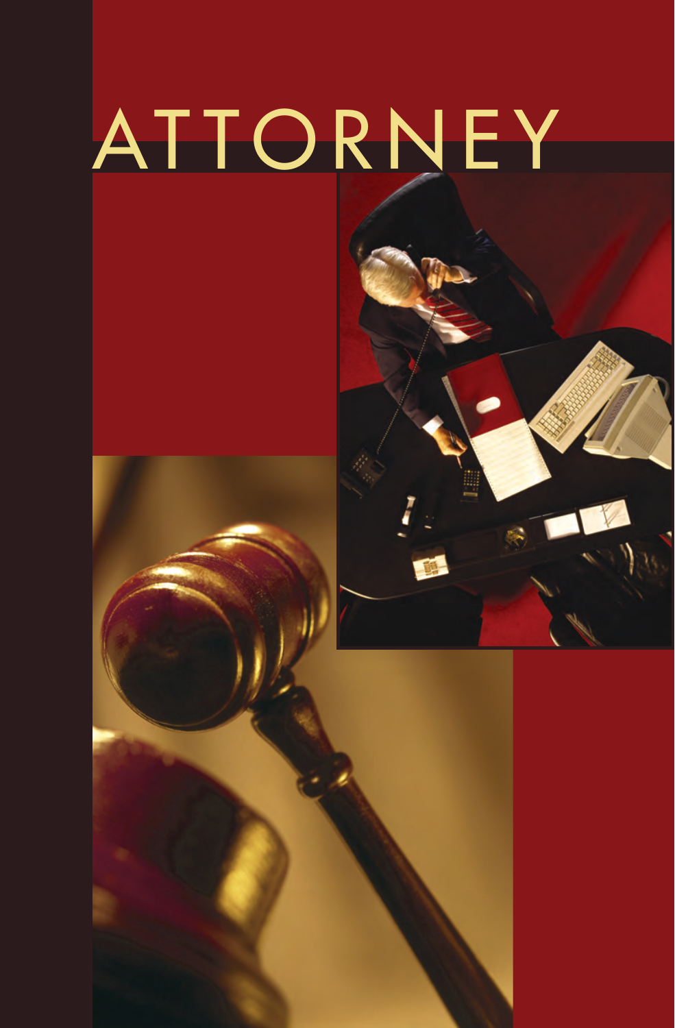# ATTORNEY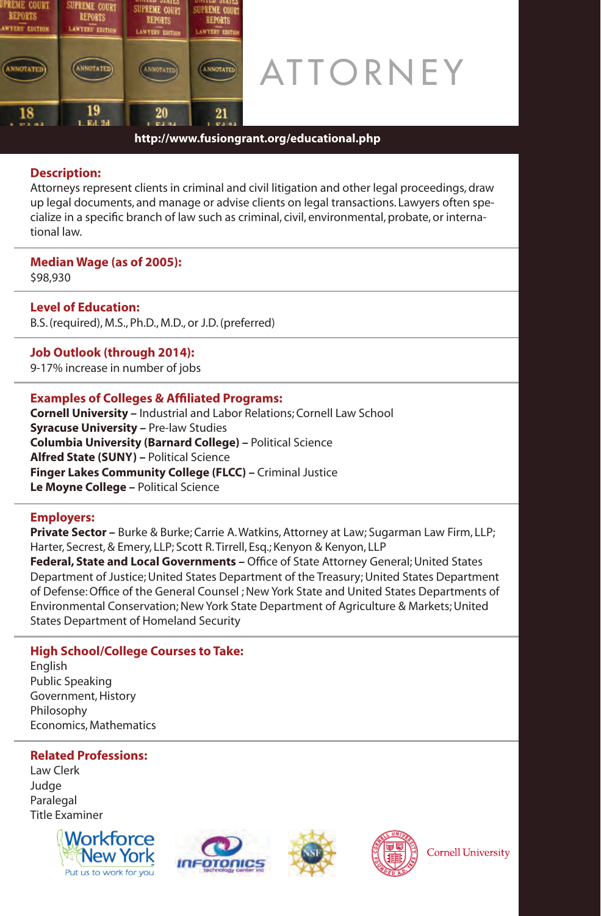# ATTORNEY

http://www.fusiongrant.org/educational.php

## Description:

Attorneys represent clients in criminal and civil litigation and other legal proceedings, draw up legal documents, and manage or advise clients on legal transactions. Lawyers often specialize in a specific branch of law such as criminal, civil, environmental, probate, or international law.

## Median Wage (as of 2005):

$98,930

## Level of Education:

B.S. (required), M.S., Ph.D., M.D., or J.D. (preferred)

## Job Outlook (through 2014):

9-17% increase in number of jobs

## Examples of Colleges & Affiliated Programs:

**Cornell University –** Industrial and Labor Relations; Cornell Law School
**Syracuse University –** Pre-law Studies
**Columbia University (Barnard College) –** Political Science
**Alfred State (SUNY) –** Political Science
**Finger Lakes Community College (FLCC) –** Criminal Justice
**Le Moyne College –** Political Science

## Employers:

**Private Sector –** Burke & Burke; Carrie A. Watkins, Attorney at Law; Sugarman Law Firm, LLP; Harter, Secrest, & Emery, LLP; Scott R. Tirrell, Esq.; Kenyon & Kenyon, LLP
**Federal, State and Local Governments –** Office of State Attorney General; United States Department of Justice; United States Department of the Treasury; United States Department of Defense: Office of the General Counsel ; New York State and United States Departments of Environmental Conservation; New York State Department of Agriculture & Markets; United States Department of Homeland Security

## High School/College Courses to Take:

English
Public Speaking
Government, History
Philosophy
Economics, Mathematics

## Related Professions:

Law Clerk
Judge
Paralegal
Title Examiner

Workforce New York – Put us to work for you
Infotonics Technology Center Inc
NSF
Cornell University